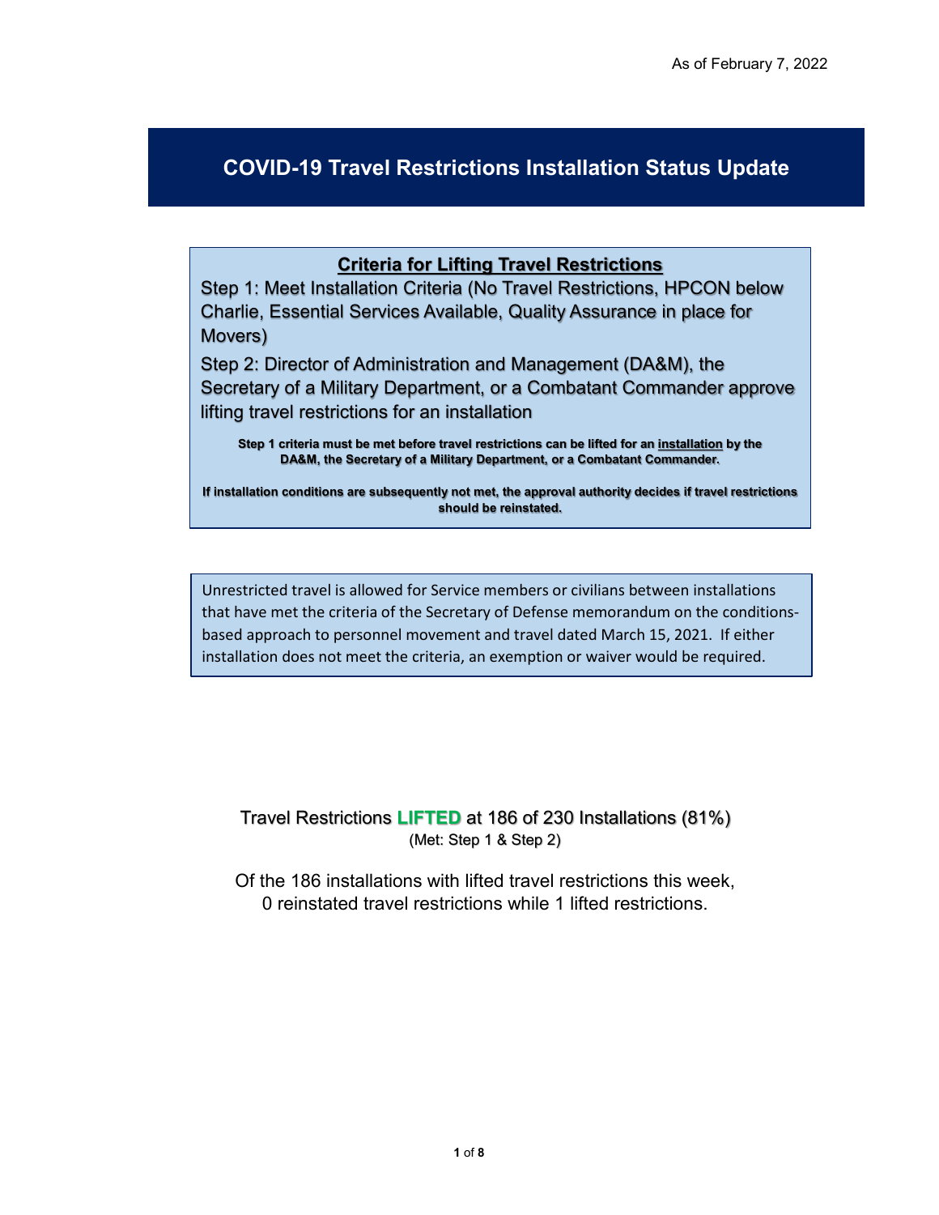As of February 7, 2022

# COVID-19 Travel Restrictions Installation Status Update

## Criteria for Lifting Travel Restrictions

Step 1: Meet Installation Criteria (No Travel Restrictions, HPCON below Charlie, Essential Services Available, Quality Assurance in place for Movers)

Step 2: Director of Administration and Management (DA&M), the Secretary of a Military Department, or a Combatant Commander approve lifting travel restrictions for an installation

**Step 1 criteria must be met before travel restrictions can be lifted for an installation by the DA&M, the Secretary of a Military Department, or a Combatant Commander.**

**If installation conditions are subsequently not met, the approval authority decides if travel restrictions should be reinstated.**

Unrestricted travel is allowed for Service members or civilians between installations that have met the criteria of the Secretary of Defense memorandum on the conditions-based approach to personnel movement and travel dated March 15, 2021. If either installation does not meet the criteria, an exemption or waiver would be required.

Travel Restrictions **LIFTED** at 186 of 230 Installations (81%)
(Met: Step 1 & Step 2)

Of the 186 installations with lifted travel restrictions this week, 0 reinstated travel restrictions while 1 lifted restrictions.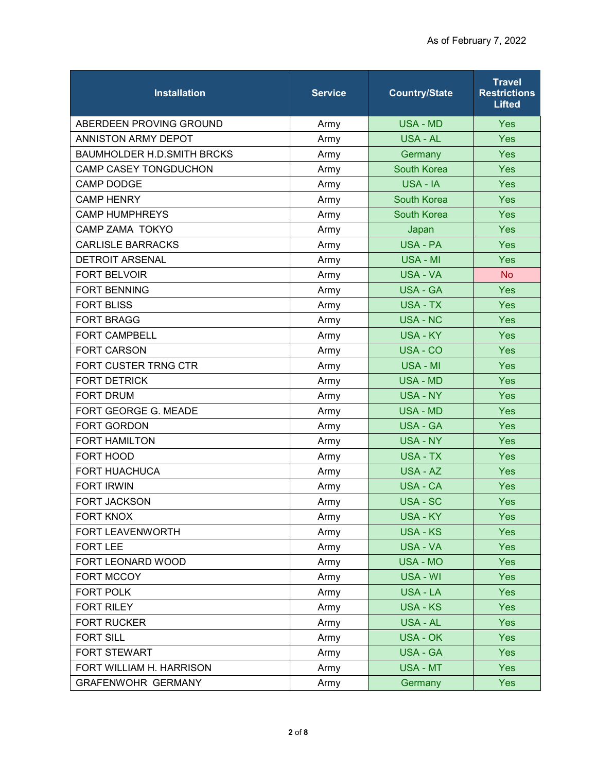As of February 7, 2022

| Installation | Service | Country/State | Travel Restrictions Lifted |
|---|---|---|---|
| ABERDEEN PROVING GROUND | Army | USA - MD | Yes |
| ANNISTON ARMY DEPOT | Army | USA - AL | Yes |
| BAUMHOLDER H.D.SMITH BRCKS | Army | Germany | Yes |
| CAMP CASEY TONGDUCHON | Army | South Korea | Yes |
| CAMP DODGE | Army | USA - IA | Yes |
| CAMP HENRY | Army | South Korea | Yes |
| CAMP HUMPHREYS | Army | South Korea | Yes |
| CAMP ZAMA TOKYO | Army | Japan | Yes |
| CARLISLE BARRACKS | Army | USA - PA | Yes |
| DETROIT ARSENAL | Army | USA - MI | Yes |
| FORT BELVOIR | Army | USA - VA | No |
| FORT BENNING | Army | USA - GA | Yes |
| FORT BLISS | Army | USA - TX | Yes |
| FORT BRAGG | Army | USA - NC | Yes |
| FORT CAMPBELL | Army | USA - KY | Yes |
| FORT CARSON | Army | USA - CO | Yes |
| FORT CUSTER TRNG CTR | Army | USA - MI | Yes |
| FORT DETRICK | Army | USA - MD | Yes |
| FORT DRUM | Army | USA - NY | Yes |
| FORT GEORGE G. MEADE | Army | USA - MD | Yes |
| FORT GORDON | Army | USA - GA | Yes |
| FORT HAMILTON | Army | USA - NY | Yes |
| FORT HOOD | Army | USA - TX | Yes |
| FORT HUACHUCA | Army | USA - AZ | Yes |
| FORT IRWIN | Army | USA - CA | Yes |
| FORT JACKSON | Army | USA - SC | Yes |
| FORT KNOX | Army | USA - KY | Yes |
| FORT LEAVENWORTH | Army | USA - KS | Yes |
| FORT LEE | Army | USA - VA | Yes |
| FORT LEONARD WOOD | Army | USA - MO | Yes |
| FORT MCCOY | Army | USA - WI | Yes |
| FORT POLK | Army | USA - LA | Yes |
| FORT RILEY | Army | USA - KS | Yes |
| FORT RUCKER | Army | USA - AL | Yes |
| FORT SILL | Army | USA - OK | Yes |
| FORT STEWART | Army | USA - GA | Yes |
| FORT WILLIAM H. HARRISON | Army | USA - MT | Yes |
| GRAFENWOHR GERMANY | Army | Germany | Yes |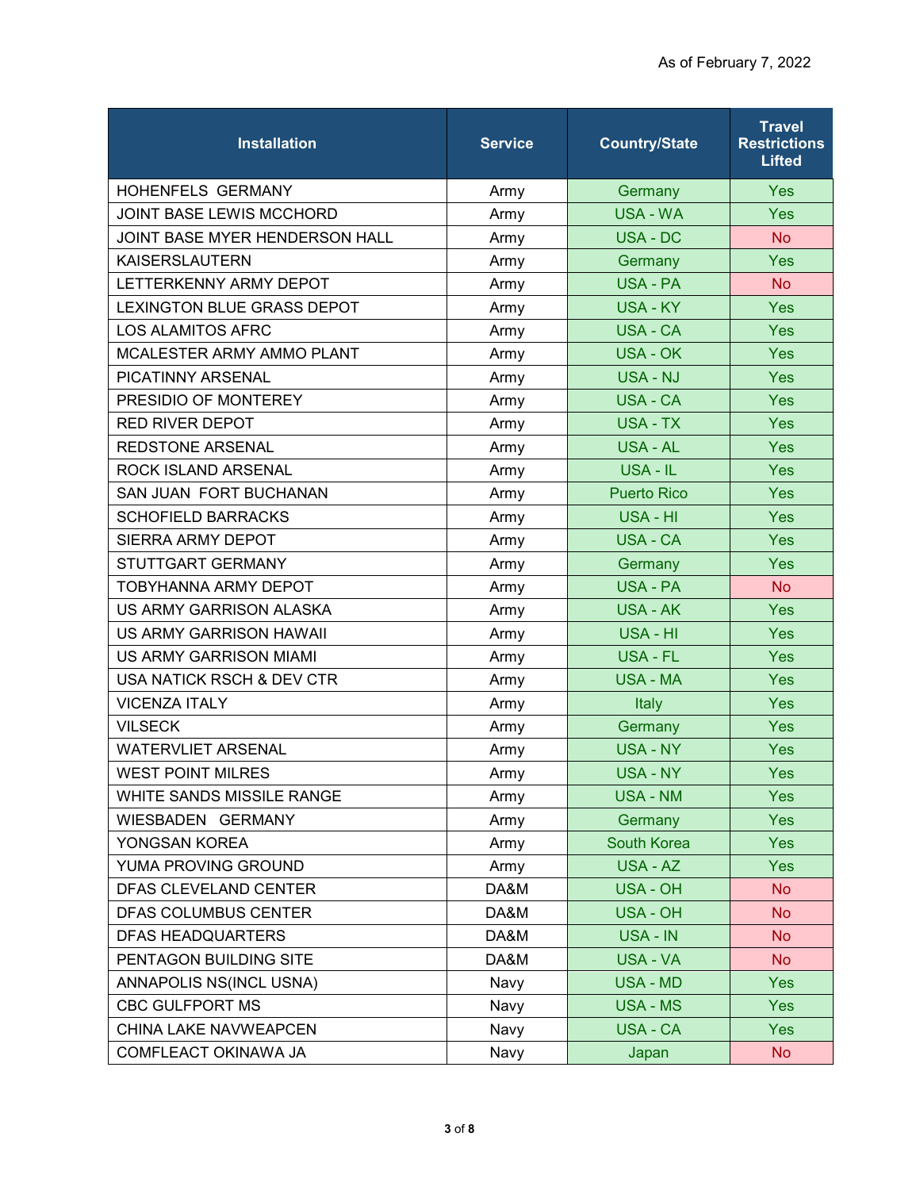As of February 7, 2022

| Installation | Service | Country/State | Travel Restrictions Lifted |
| --- | --- | --- | --- |
| HOHENFELS GERMANY | Army | Germany | Yes |
| JOINT BASE LEWIS MCCHORD | Army | USA - WA | Yes |
| JOINT BASE MYER HENDERSON HALL | Army | USA - DC | No |
| KAISERSLAUTERN | Army | Germany | Yes |
| LETTERKENNY ARMY DEPOT | Army | USA - PA | No |
| LEXINGTON BLUE GRASS DEPOT | Army | USA - KY | Yes |
| LOS ALAMITOS AFRC | Army | USA - CA | Yes |
| MCALESTER ARMY AMMO PLANT | Army | USA - OK | Yes |
| PICATINNY ARSENAL | Army | USA - NJ | Yes |
| PRESIDIO OF MONTEREY | Army | USA - CA | Yes |
| RED RIVER DEPOT | Army | USA - TX | Yes |
| REDSTONE ARSENAL | Army | USA - AL | Yes |
| ROCK ISLAND ARSENAL | Army | USA - IL | Yes |
| SAN JUAN FORT BUCHANAN | Army | Puerto Rico | Yes |
| SCHOFIELD BARRACKS | Army | USA - HI | Yes |
| SIERRA ARMY DEPOT | Army | USA - CA | Yes |
| STUTTGART GERMANY | Army | Germany | Yes |
| TOBYHANNA ARMY DEPOT | Army | USA - PA | No |
| US ARMY GARRISON ALASKA | Army | USA - AK | Yes |
| US ARMY GARRISON HAWAII | Army | USA - HI | Yes |
| US ARMY GARRISON MIAMI | Army | USA - FL | Yes |
| USA NATICK RSCH & DEV CTR | Army | USA - MA | Yes |
| VICENZA ITALY | Army | Italy | Yes |
| VILSECK | Army | Germany | Yes |
| WATERVLIET ARSENAL | Army | USA - NY | Yes |
| WEST POINT MILRES | Army | USA - NY | Yes |
| WHITE SANDS MISSILE RANGE | Army | USA - NM | Yes |
| WIESBADEN GERMANY | Army | Germany | Yes |
| YONGSAN KOREA | Army | South Korea | Yes |
| YUMA PROVING GROUND | Army | USA - AZ | Yes |
| DFAS CLEVELAND CENTER | DA&M | USA - OH | No |
| DFAS COLUMBUS CENTER | DA&M | USA - OH | No |
| DFAS HEADQUARTERS | DA&M | USA - IN | No |
| PENTAGON BUILDING SITE | DA&M | USA - VA | No |
| ANNAPOLIS NS(INCL USNA) | Navy | USA - MD | Yes |
| CBC GULFPORT MS | Navy | USA - MS | Yes |
| CHINA LAKE NAVWEAPCEN | Navy | USA - CA | Yes |
| COMFLEACT OKINAWA JA | Navy | Japan | No |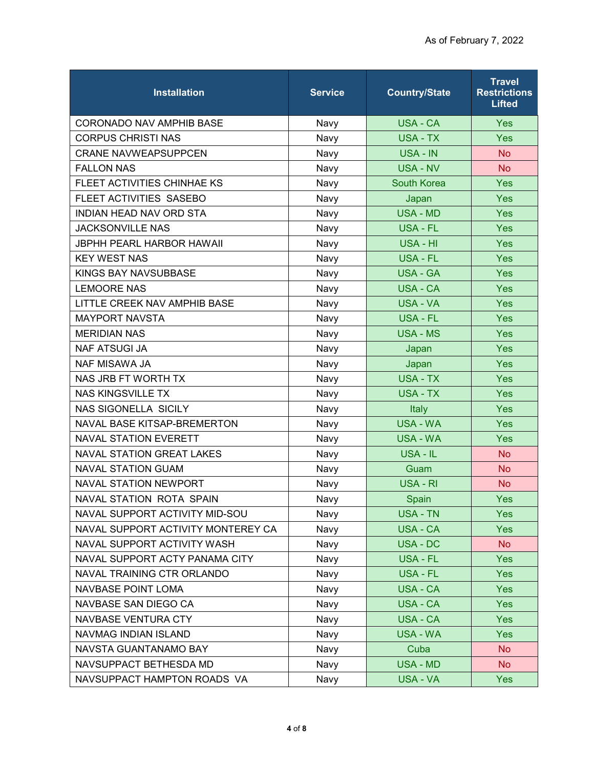As of February 7, 2022

| Installation | Service | Country/State | Travel Restrictions Lifted |
|---|---|---|---|
| CORONADO NAV AMPHIB BASE | Navy | USA - CA | Yes |
| CORPUS CHRISTI NAS | Navy | USA - TX | Yes |
| CRANE NAVWEAPSUPPCEN | Navy | USA - IN | No |
| FALLON NAS | Navy | USA - NV | No |
| FLEET ACTIVITIES CHINHAE KS | Navy | South Korea | Yes |
| FLEET ACTIVITIES SASEBO | Navy | Japan | Yes |
| INDIAN HEAD NAV ORD STA | Navy | USA - MD | Yes |
| JACKSONVILLE NAS | Navy | USA - FL | Yes |
| JBPHH PEARL HARBOR HAWAII | Navy | USA - HI | Yes |
| KEY WEST NAS | Navy | USA - FL | Yes |
| KINGS BAY NAVSUBBASE | Navy | USA - GA | Yes |
| LEMOORE NAS | Navy | USA - CA | Yes |
| LITTLE CREEK NAV AMPHIB BASE | Navy | USA - VA | Yes |
| MAYPORT NAVSTA | Navy | USA - FL | Yes |
| MERIDIAN NAS | Navy | USA - MS | Yes |
| NAF ATSUGI JA | Navy | Japan | Yes |
| NAF MISAWA JA | Navy | Japan | Yes |
| NAS JRB FT WORTH TX | Navy | USA - TX | Yes |
| NAS KINGSVILLE TX | Navy | USA - TX | Yes |
| NAS SIGONELLA SICILY | Navy | Italy | Yes |
| NAVAL BASE KITSAP-BREMERTON | Navy | USA - WA | Yes |
| NAVAL STATION EVERETT | Navy | USA - WA | Yes |
| NAVAL STATION GREAT LAKES | Navy | USA - IL | No |
| NAVAL STATION GUAM | Navy | Guam | No |
| NAVAL STATION NEWPORT | Navy | USA - RI | No |
| NAVAL STATION ROTA SPAIN | Navy | Spain | Yes |
| NAVAL SUPPORT ACTIVITY MID-SOU | Navy | USA - TN | Yes |
| NAVAL SUPPORT ACTIVITY MONTEREY CA | Navy | USA - CA | Yes |
| NAVAL SUPPORT ACTIVITY WASH | Navy | USA - DC | No |
| NAVAL SUPPORT ACTY PANAMA CITY | Navy | USA - FL | Yes |
| NAVAL TRAINING CTR ORLANDO | Navy | USA - FL | Yes |
| NAVBASE POINT LOMA | Navy | USA - CA | Yes |
| NAVBASE SAN DIEGO CA | Navy | USA - CA | Yes |
| NAVBASE VENTURA CTY | Navy | USA - CA | Yes |
| NAVMAG INDIAN ISLAND | Navy | USA - WA | Yes |
| NAVSTA GUANTANAMO BAY | Navy | Cuba | No |
| NAVSUPPACT BETHESDA MD | Navy | USA - MD | No |
| NAVSUPPACT HAMPTON ROADS VA | Navy | USA - VA | Yes |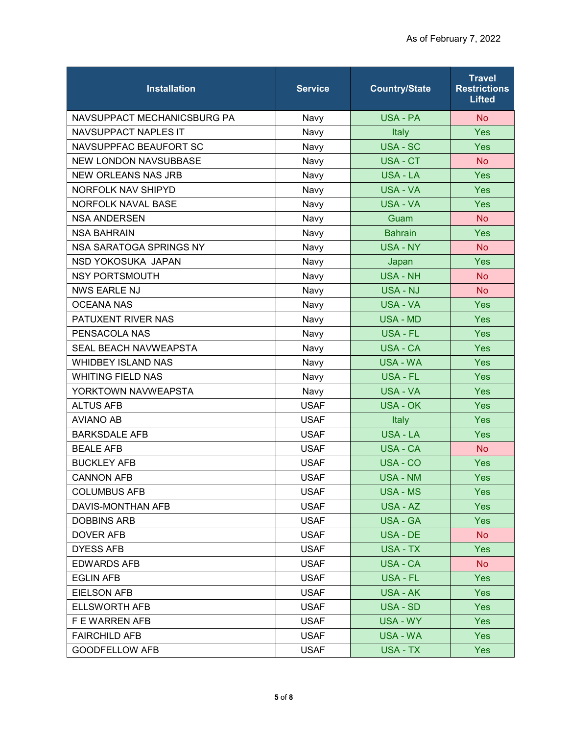As of February 7, 2022

| Installation | Service | Country/State | Travel Restrictions Lifted |
|---|---|---|---|
| NAVSUPPACT MECHANICSBURG PA | Navy | USA - PA | No |
| NAVSUPPACT NAPLES IT | Navy | Italy | Yes |
| NAVSUPPFAC BEAUFORT SC | Navy | USA - SC | Yes |
| NEW LONDON NAVSUBBASE | Navy | USA - CT | No |
| NEW ORLEANS NAS JRB | Navy | USA - LA | Yes |
| NORFOLK NAV SHIPYD | Navy | USA - VA | Yes |
| NORFOLK NAVAL BASE | Navy | USA - VA | Yes |
| NSA ANDERSEN | Navy | Guam | No |
| NSA BAHRAIN | Navy | Bahrain | Yes |
| NSA SARATOGA SPRINGS NY | Navy | USA - NY | No |
| NSD YOKOSUKA JAPAN | Navy | Japan | Yes |
| NSY PORTSMOUTH | Navy | USA - NH | No |
| NWS EARLE NJ | Navy | USA - NJ | No |
| OCEANA NAS | Navy | USA - VA | Yes |
| PATUXENT RIVER NAS | Navy | USA - MD | Yes |
| PENSACOLA NAS | Navy | USA - FL | Yes |
| SEAL BEACH NAVWEAPSTA | Navy | USA - CA | Yes |
| WHIDBEY ISLAND NAS | Navy | USA - WA | Yes |
| WHITING FIELD NAS | Navy | USA - FL | Yes |
| YORKTOWN NAVWEAPSTA | Navy | USA - VA | Yes |
| ALTUS AFB | USAF | USA - OK | Yes |
| AVIANO AB | USAF | Italy | Yes |
| BARKSDALE AFB | USAF | USA - LA | Yes |
| BEALE AFB | USAF | USA - CA | No |
| BUCKLEY AFB | USAF | USA - CO | Yes |
| CANNON AFB | USAF | USA - NM | Yes |
| COLUMBUS AFB | USAF | USA - MS | Yes |
| DAVIS-MONTHAN AFB | USAF | USA - AZ | Yes |
| DOBBINS ARB | USAF | USA - GA | Yes |
| DOVER AFB | USAF | USA - DE | No |
| DYESS AFB | USAF | USA - TX | Yes |
| EDWARDS AFB | USAF | USA - CA | No |
| EGLIN AFB | USAF | USA - FL | Yes |
| EIELSON AFB | USAF | USA - AK | Yes |
| ELLSWORTH AFB | USAF | USA - SD | Yes |
| F E WARREN AFB | USAF | USA - WY | Yes |
| FAIRCHILD AFB | USAF | USA - WA | Yes |
| GOODFELLOW AFB | USAF | USA - TX | Yes |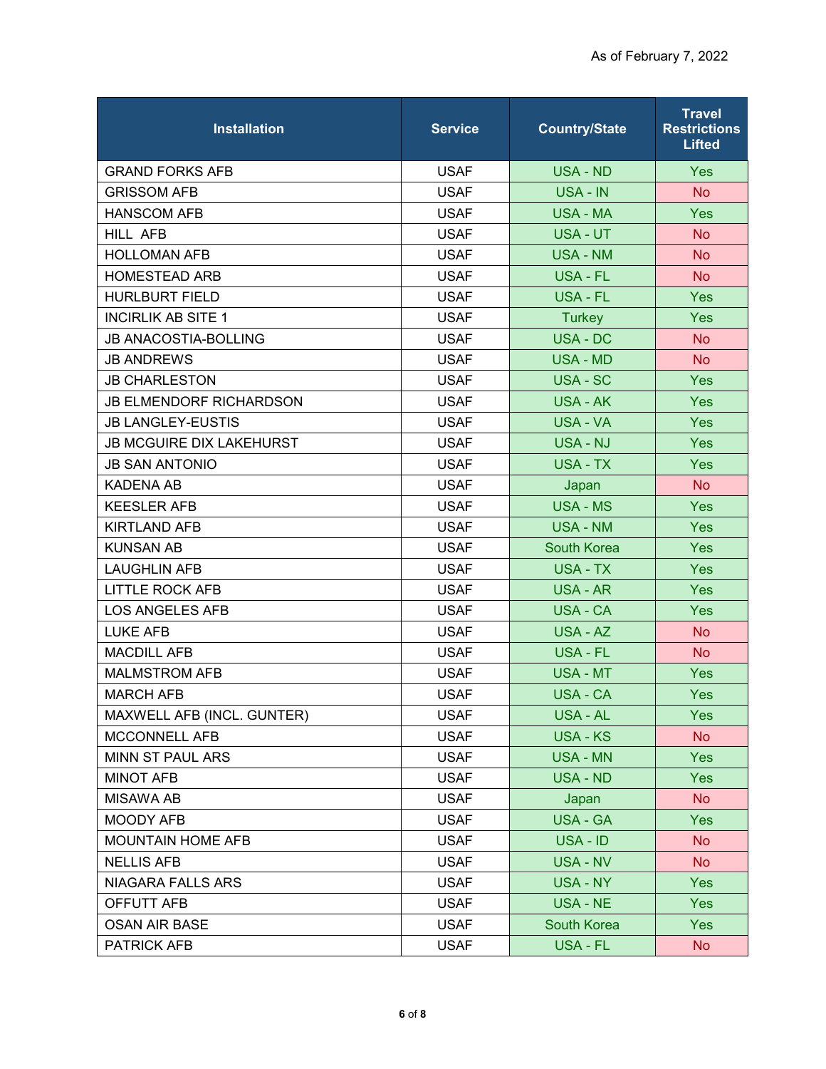As of February 7, 2022

| Installation | Service | Country/State | Travel Restrictions Lifted |
|---|---|---|---|
| GRAND FORKS AFB | USAF | USA - ND | Yes |
| GRISSOM AFB | USAF | USA - IN | No |
| HANSCOM AFB | USAF | USA - MA | Yes |
| HILL AFB | USAF | USA - UT | No |
| HOLLOMAN AFB | USAF | USA - NM | No |
| HOMESTEAD ARB | USAF | USA - FL | No |
| HURLBURT FIELD | USAF | USA - FL | Yes |
| INCIRLIK AB SITE 1 | USAF | Turkey | Yes |
| JB ANACOSTIA-BOLLING | USAF | USA - DC | No |
| JB ANDREWS | USAF | USA - MD | No |
| JB CHARLESTON | USAF | USA - SC | Yes |
| JB ELMENDORF RICHARDSON | USAF | USA - AK | Yes |
| JB LANGLEY-EUSTIS | USAF | USA - VA | Yes |
| JB MCGUIRE DIX LAKEHURST | USAF | USA - NJ | Yes |
| JB SAN ANTONIO | USAF | USA - TX | Yes |
| KADENA AB | USAF | Japan | No |
| KEESLER AFB | USAF | USA - MS | Yes |
| KIRTLAND AFB | USAF | USA - NM | Yes |
| KUNSAN AB | USAF | South Korea | Yes |
| LAUGHLIN AFB | USAF | USA - TX | Yes |
| LITTLE ROCK AFB | USAF | USA - AR | Yes |
| LOS ANGELES AFB | USAF | USA - CA | Yes |
| LUKE AFB | USAF | USA - AZ | No |
| MACDILL AFB | USAF | USA - FL | No |
| MALMSTROM AFB | USAF | USA - MT | Yes |
| MARCH AFB | USAF | USA - CA | Yes |
| MAXWELL AFB (INCL. GUNTER) | USAF | USA - AL | Yes |
| MCCONNELL AFB | USAF | USA - KS | No |
| MINN ST PAUL ARS | USAF | USA - MN | Yes |
| MINOT AFB | USAF | USA - ND | Yes |
| MISAWA AB | USAF | Japan | No |
| MOODY AFB | USAF | USA - GA | Yes |
| MOUNTAIN HOME AFB | USAF | USA - ID | No |
| NELLIS AFB | USAF | USA - NV | No |
| NIAGARA FALLS ARS | USAF | USA - NY | Yes |
| OFFUTT AFB | USAF | USA - NE | Yes |
| OSAN AIR BASE | USAF | South Korea | Yes |
| PATRICK AFB | USAF | USA - FL | No |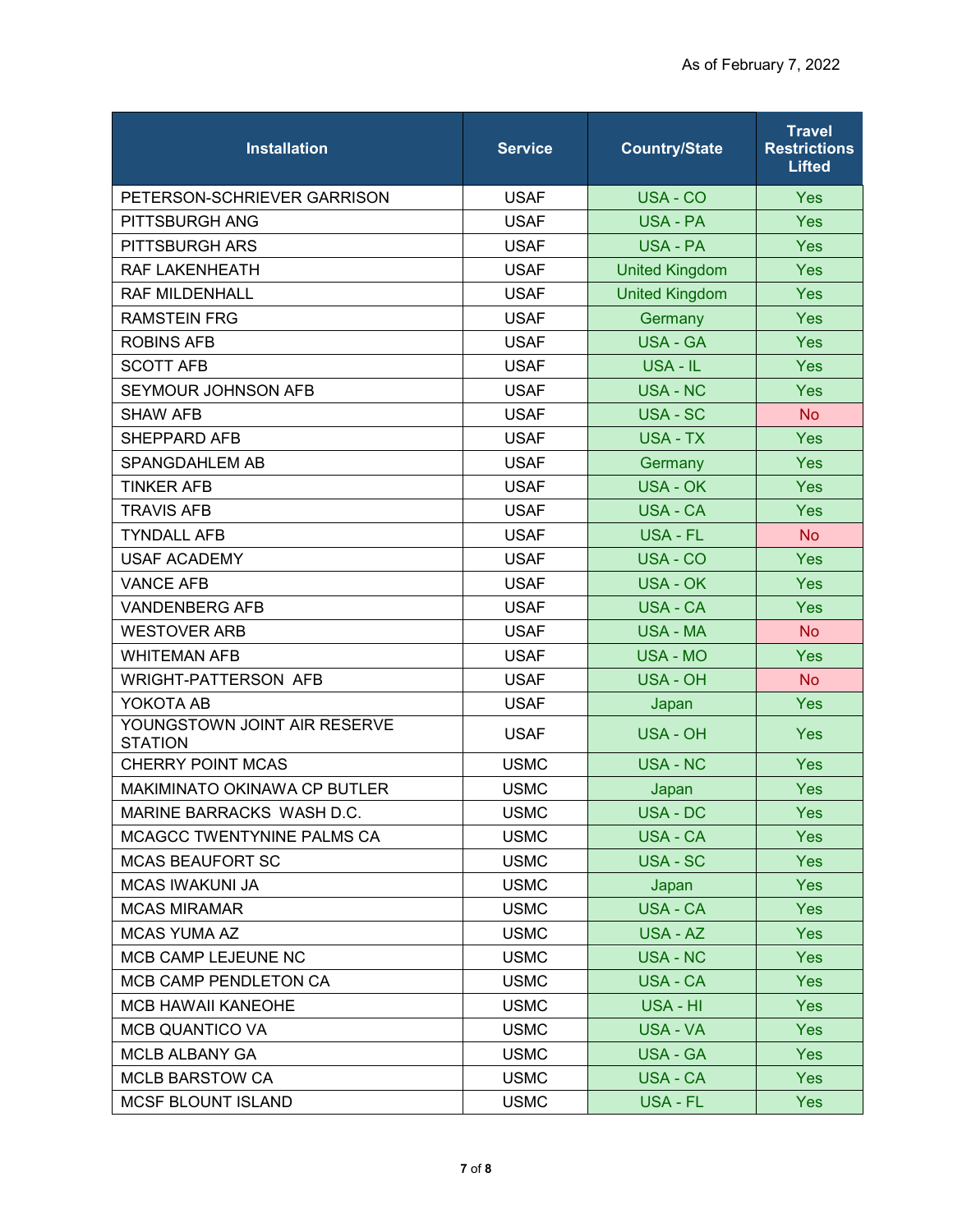As of February 7, 2022

| Installation | Service | Country/State | Travel Restrictions Lifted |
|---|---|---|---|
| PETERSON-SCHRIEVER GARRISON | USAF | USA - CO | Yes |
| PITTSBURGH ANG | USAF | USA - PA | Yes |
| PITTSBURGH ARS | USAF | USA - PA | Yes |
| RAF LAKENHEATH | USAF | United Kingdom | Yes |
| RAF MILDENHALL | USAF | United Kingdom | Yes |
| RAMSTEIN FRG | USAF | Germany | Yes |
| ROBINS AFB | USAF | USA - GA | Yes |
| SCOTT AFB | USAF | USA - IL | Yes |
| SEYMOUR JOHNSON AFB | USAF | USA - NC | Yes |
| SHAW AFB | USAF | USA - SC | No |
| SHEPPARD AFB | USAF | USA - TX | Yes |
| SPANGDAHLEM AB | USAF | Germany | Yes |
| TINKER AFB | USAF | USA - OK | Yes |
| TRAVIS AFB | USAF | USA - CA | Yes |
| TYNDALL AFB | USAF | USA - FL | No |
| USAF ACADEMY | USAF | USA - CO | Yes |
| VANCE AFB | USAF | USA - OK | Yes |
| VANDENBERG AFB | USAF | USA - CA | Yes |
| WESTOVER ARB | USAF | USA - MA | No |
| WHITEMAN AFB | USAF | USA - MO | Yes |
| WRIGHT-PATTERSON AFB | USAF | USA - OH | No |
| YOKOTA AB | USAF | Japan | Yes |
| YOUNGSTOWN JOINT AIR RESERVE STATION | USAF | USA - OH | Yes |
| CHERRY POINT MCAS | USMC | USA - NC | Yes |
| MAKIMINATO OKINAWA CP BUTLER | USMC | Japan | Yes |
| MARINE BARRACKS WASH D.C. | USMC | USA - DC | Yes |
| MCAGCC TWENTYNINE PALMS CA | USMC | USA - CA | Yes |
| MCAS BEAUFORT SC | USMC | USA - SC | Yes |
| MCAS IWAKUNI JA | USMC | Japan | Yes |
| MCAS MIRAMAR | USMC | USA - CA | Yes |
| MCAS YUMA AZ | USMC | USA - AZ | Yes |
| MCB CAMP LEJEUNE NC | USMC | USA - NC | Yes |
| MCB CAMP PENDLETON CA | USMC | USA - CA | Yes |
| MCB HAWAII KANEOHE | USMC | USA - HI | Yes |
| MCB QUANTICO VA | USMC | USA - VA | Yes |
| MCLB ALBANY GA | USMC | USA - GA | Yes |
| MCLB BARSTOW CA | USMC | USA - CA | Yes |
| MCSF BLOUNT ISLAND | USMC | USA - FL | Yes |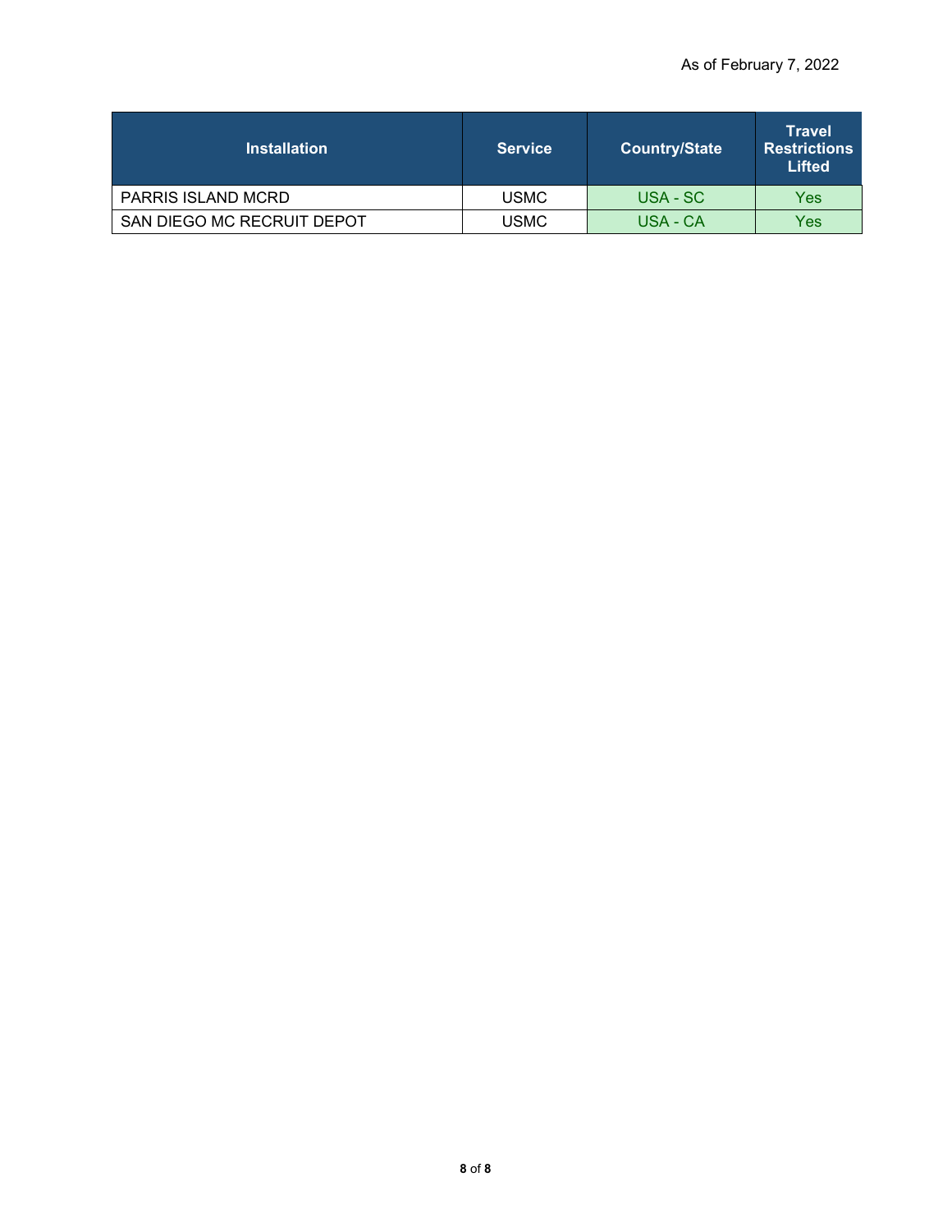As of February 7, 2022

| Installation | Service | Country/State | Travel Restrictions Lifted |
|---|---|---|---|
| PARRIS ISLAND MCRD | USMC | USA - SC | Yes |
| SAN DIEGO MC RECRUIT DEPOT | USMC | USA - CA | Yes |